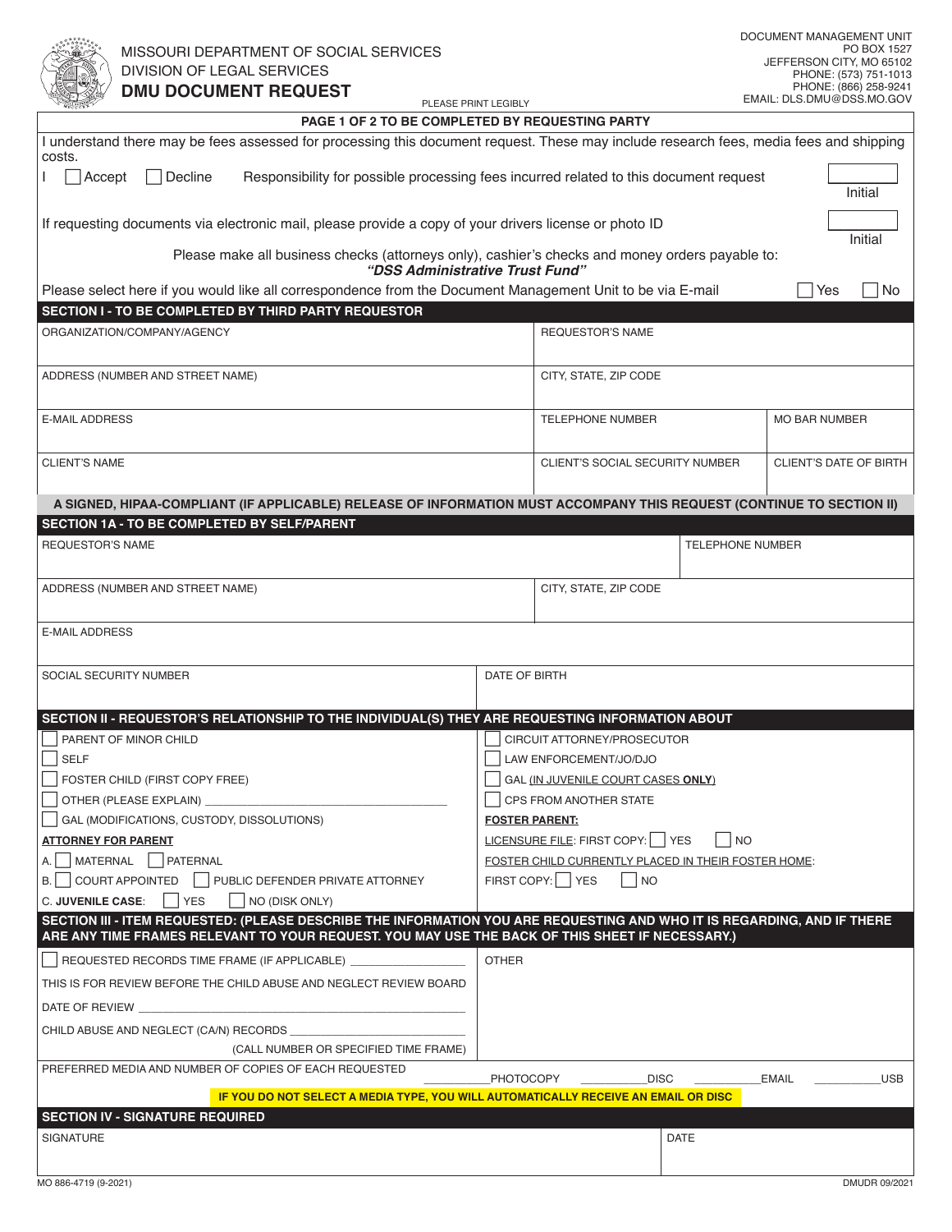MISSOURI DEPARTMENT OF SOCIAL SERVICES
DIVISION OF LEGAL SERVICES

# DMU DOCUMENT REQUEST

PLEASE PRINT LEGIBLY

DOCUMENT MANAGEMENT UNIT
PO BOX 1527
JEFFERSON CITY, MO 65102
PHONE: (573) 751-1013
PHONE: (866) 258-9241
EMAIL: DLS.DMU@DSS.MO.GOV

**PAGE 1 OF 2 TO BE COMPLETED BY REQUESTING PARTY**

I understand there may be fees assessed for processing this document request. These may include research fees, media fees and shipping costs.

I ☐ Accept ☐ Decline Responsibility for possible processing fees incurred related to this document request ______ Initial

If requesting documents via electronic mail, please provide a copy of your drivers license or photo ID ______ Initial

Please make all business checks (attorneys only), cashier's checks and money orders payable to:
***"DSS Administrative Trust Fund"***

Please select here if you would like all correspondence from the Document Management Unit to be via E-mail ☐ Yes ☐ No

## SECTION I - TO BE COMPLETED BY THIRD PARTY REQUESTOR

| ORGANIZATION/COMPANY/AGENCY | REQUESTOR'S NAME | |
|---|---|---|
| ADDRESS (NUMBER AND STREET NAME) | CITY, STATE, ZIP CODE | |
| E-MAIL ADDRESS | TELEPHONE NUMBER | MO BAR NUMBER |
| CLIENT'S NAME | CLIENT'S SOCIAL SECURITY NUMBER | CLIENT'S DATE OF BIRTH |

**A SIGNED, HIPAA-COMPLIANT (IF APPLICABLE) RELEASE OF INFORMATION MUST ACCOMPANY THIS REQUEST (CONTINUE TO SECTION II)**

## SECTION 1A - TO BE COMPLETED BY SELF/PARENT

| REQUESTOR'S NAME | TELEPHONE NUMBER |
|---|---|
| ADDRESS (NUMBER AND STREET NAME) | CITY, STATE, ZIP CODE |
| E-MAIL ADDRESS | |
| SOCIAL SECURITY NUMBER | DATE OF BIRTH |

## SECTION II - REQUESTOR'S RELATIONSHIP TO THE INDIVIDUAL(S) THEY ARE REQUESTING INFORMATION ABOUT

- ☐ PARENT OF MINOR CHILD
- ☐ SELF
- ☐ FOSTER CHILD (FIRST COPY FREE)
- ☐ OTHER (PLEASE EXPLAIN) ____________________
- ☐ GAL (MODIFICATIONS, CUSTODY, DISSOLUTIONS)

**ATTORNEY FOR PARENT**

A. ☐ MATERNAL ☐ PATERNAL
B. ☐ COURT APPOINTED ☐ PUBLIC DEFENDER PRIVATE ATTORNEY
C. **JUVENILE CASE**: ☐ YES ☐ NO (DISK ONLY)

- ☐ CIRCUIT ATTORNEY/PROSECUTOR
- ☐ LAW ENFORCEMENT/JO/DJO
- ☐ GAL (IN JUVENILE COURT CASES **ONLY**)
- ☐ CPS FROM ANOTHER STATE

**FOSTER PARENT:**

LICENSURE FILE: FIRST COPY: ☐ YES ☐ NO
FOSTER CHILD CURRENTLY PLACED IN THEIR FOSTER HOME:
FIRST COPY: ☐ YES ☐ NO

## SECTION III - ITEM REQUESTED: (PLEASE DESCRIBE THE INFORMATION YOU ARE REQUESTING AND WHO IT IS REGARDING, AND IF THERE ARE ANY TIME FRAMES RELEVANT TO YOUR REQUEST. YOU MAY USE THE BACK OF THIS SHEET IF NECESSARY.)

☐ REQUESTED RECORDS TIME FRAME (IF APPLICABLE) ____________

THIS IS FOR REVIEW BEFORE THE CHILD ABUSE AND NEGLECT REVIEW BOARD

DATE OF REVIEW ____________________

CHILD ABUSE AND NEGLECT (CA/N) RECORDS ____________________
(CALL NUMBER OR SPECIFIED TIME FRAME)

OTHER

PREFERRED MEDIA AND NUMBER OF COPIES OF EACH REQUESTED ______PHOTOCOPY ______DISC ______EMAIL ______USB

**IF YOU DO NOT SELECT A MEDIA TYPE, YOU WILL AUTOMATICALLY RECEIVE AN EMAIL OR DISC**

## SECTION IV - SIGNATURE REQUIRED

| SIGNATURE | DATE |
|---|---|
| | |

MO 886-4719 (9-2021) DMUDR 09/2021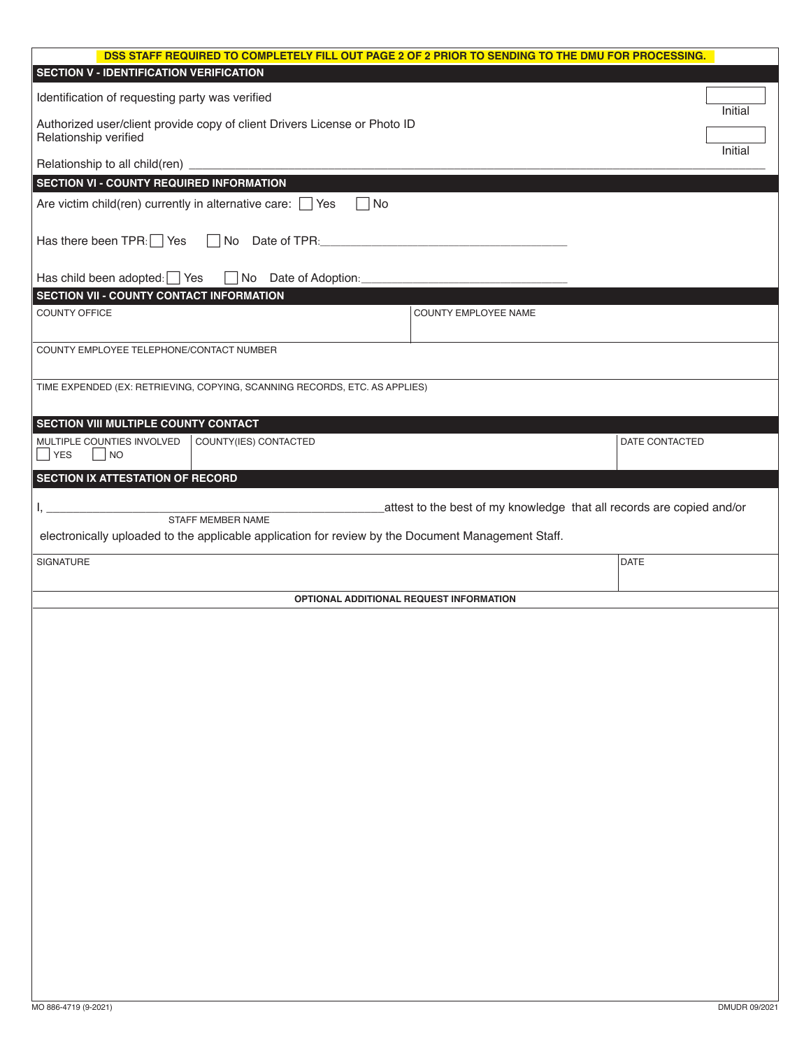**DSS STAFF REQUIRED TO COMPLETELY FILL OUT PAGE 2 OF 2 PRIOR TO SENDING TO THE DMU FOR PROCESSING.**

## SECTION V - IDENTIFICATION VERIFICATION

Identification of requesting party was verified ______ Initial

Authorized user/client provide copy of client Drivers License or Photo ID
Relationship verified ______ Initial

Relationship to all child(ren) ______________________________

## SECTION VI - COUNTY REQUIRED INFORMATION

Are victim child(ren) currently in alternative care: ☐ Yes ☐ No

Has there been TPR: ☐ Yes ☐ No Date of TPR: ______________________________

Has child been adopted: ☐ Yes ☐ No Date of Adoption: ______________________________

## SECTION VII - COUNTY CONTACT INFORMATION

| | |
|---|---|
| COUNTY OFFICE | COUNTY EMPLOYEE NAME |
| COUNTY EMPLOYEE TELEPHONE/CONTACT NUMBER | |
| TIME EXPENDED (EX: RETRIEVING, COPYING, SCANNING RECORDS, ETC. AS APPLIES) | |

## SECTION VIII MULTIPLE COUNTY CONTACT

| | | |
|---|---|---|
| MULTIPLE COUNTIES INVOLVED ☐ YES ☐ NO | COUNTY(IES) CONTACTED | DATE CONTACTED |

## SECTION IX ATTESTATION OF RECORD

I, ______________________________ attest to the best of my knowledge that all records are copied and/or
STAFF MEMBER NAME
electronically uploaded to the applicable application for review by the Document Management Staff.

| | |
|---|---|
| SIGNATURE | DATE |

**OPTIONAL ADDITIONAL REQUEST INFORMATION**

MO 886-4719 (9-2021) DMUDR 09/2021